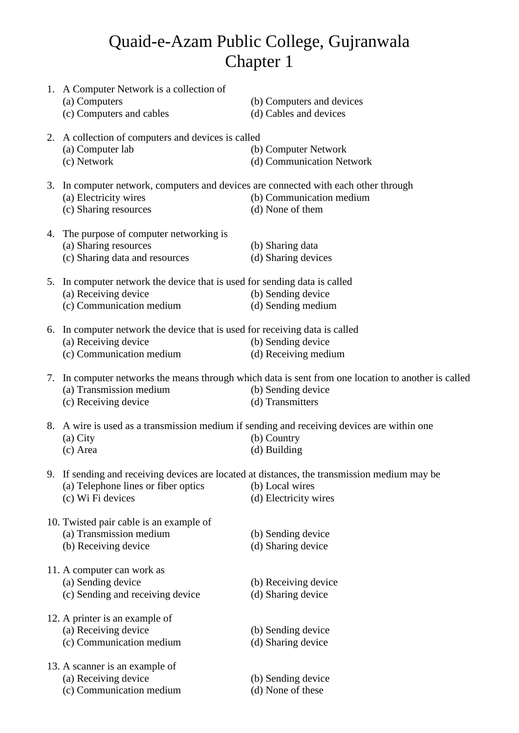# Quaid-e-Azam Public College, Gujranwala

## Chapter 1

1. A Computer Network is a collection of
   (a) Computers (b) Computers and devices
   (c) Computers and cables (d) Cables and devices

2. A collection of computers and devices is called
   (a) Computer lab (b) Computer Network
   (c) Network (d) Communication Network

3. In computer network, computers and devices are connected with each other through
   (a) Electricity wires (b) Communication medium
   (c) Sharing resources (d) None of them

4. The purpose of computer networking is
   (a) Sharing resources (b) Sharing data
   (c) Sharing data and resources (d) Sharing devices

5. In computer network the device that is used for sending data is called
   (a) Receiving device (b) Sending device
   (c) Communication medium (d) Sending medium

6. In computer network the device that is used for receiving data is called
   (a) Receiving device (b) Sending device
   (c) Communication medium (d) Receiving medium

7. In computer networks the means through which data is sent from one location to another is called
   (a) Transmission medium (b) Sending device
   (c) Receiving device (d) Transmitters

8. A wire is used as a transmission medium if sending and receiving devices are within one
   (a) City (b) Country
   (c) Area (d) Building

9. If sending and receiving devices are located at distances, the transmission medium may be
   (a) Telephone lines or fiber optics (b) Local wires
   (c) Wi Fi devices (d) Electricity wires

10. Twisted pair cable is an example of
    (a) Transmission medium (b) Sending device
    (b) Receiving device (d) Sharing device

11. A computer can work as
    (a) Sending device (b) Receiving device
    (c) Sending and receiving device (d) Sharing device

12. A printer is an example of
    (a) Receiving device (b) Sending device
    (c) Communication medium (d) Sharing device

13. A scanner is an example of
    (a) Receiving device (b) Sending device
    (c) Communication medium (d) None of these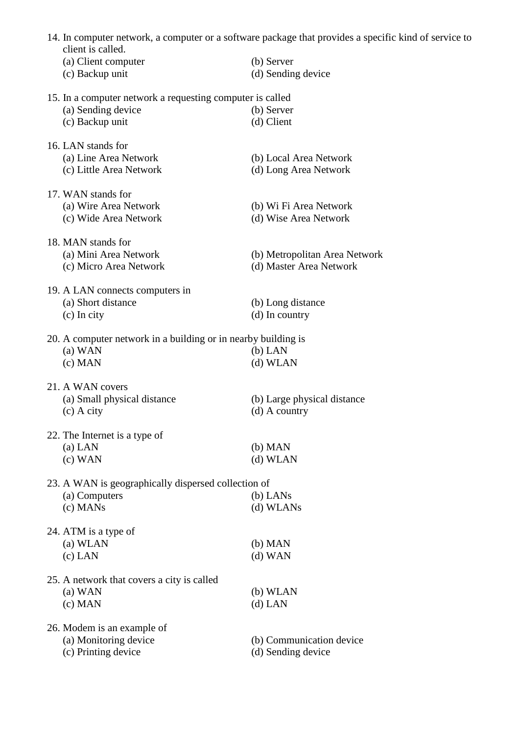14. In computer network, a computer or a software package that provides a specific kind of service to client is called.
    (a) Client computer (b) Server
    (c) Backup unit (d) Sending device

15. In a computer network a requesting computer is called
    (a) Sending device (b) Server
    (c) Backup unit (d) Client

16. LAN stands for
    (a) Line Area Network (b) Local Area Network
    (c) Little Area Network (d) Long Area Network

17. WAN stands for
    (a) Wire Area Network (b) Wi Fi Area Network
    (c) Wide Area Network (d) Wise Area Network

18. MAN stands for
    (a) Mini Area Network (b) Metropolitan Area Network
    (c) Micro Area Network (d) Master Area Network

19. A LAN connects computers in
    (a) Short distance (b) Long distance
    (c) In city (d) In country

20. A computer network in a building or in nearby building is
    (a) WAN (b) LAN
    (c) MAN (d) WLAN

21. A WAN covers
    (a) Small physical distance (b) Large physical distance
    (c) A city (d) A country

22. The Internet is a type of
    (a) LAN (b) MAN
    (c) WAN (d) WLAN

23. A WAN is geographically dispersed collection of
    (a) Computers (b) LANs
    (c) MANs (d) WLANs

24. ATM is a type of
    (a) WLAN (b) MAN
    (c) LAN (d) WAN

25. A network that covers a city is called
    (a) WAN (b) WLAN
    (c) MAN (d) LAN

26. Modem is an example of
    (a) Monitoring device (b) Communication device
    (c) Printing device (d) Sending device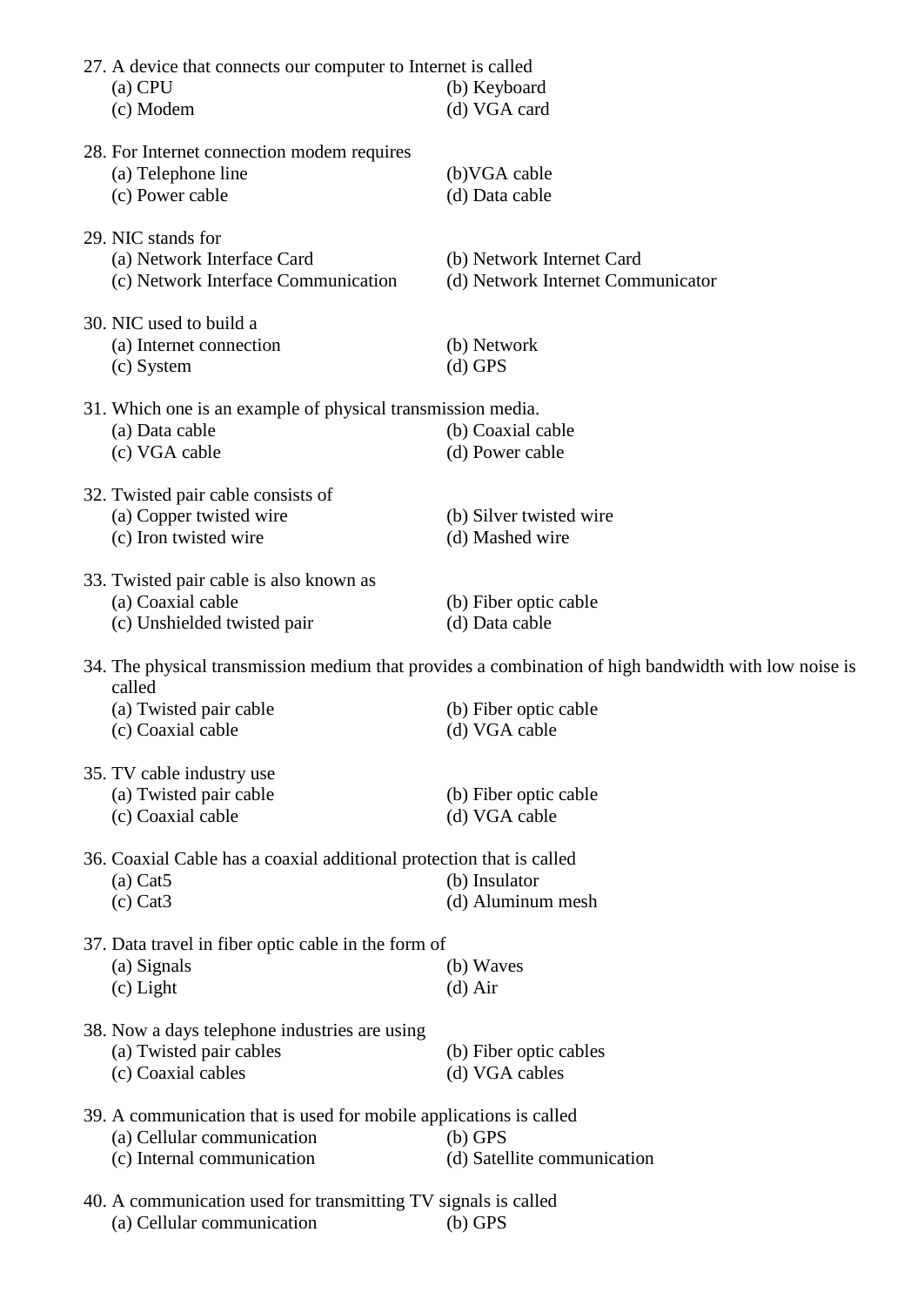27. A device that connects our computer to Internet is called
    (a) CPU
    (b) Keyboard
    (c) Modem
    (d) VGA card

28. For Internet connection modem requires
    (a) Telephone line
    (b)VGA cable
    (c) Power cable
    (d) Data cable

29. NIC stands for
    (a) Network Interface Card
    (b) Network Internet Card
    (c) Network Interface Communication
    (d) Network Internet Communicator

30. NIC used to build a
    (a) Internet connection
    (b) Network
    (c) System
    (d) GPS

31. Which one is an example of physical transmission media.
    (a) Data cable
    (b) Coaxial cable
    (c) VGA cable
    (d) Power cable

32. Twisted pair cable consists of
    (a) Copper twisted wire
    (b) Silver twisted wire
    (c) Iron twisted wire
    (d) Mashed wire

33. Twisted pair cable is also known as
    (a) Coaxial cable
    (b) Fiber optic cable
    (c) Unshielded twisted pair
    (d) Data cable

34. The physical transmission medium that provides a combination of high bandwidth with low noise is called
    (a) Twisted pair cable
    (b) Fiber optic cable
    (c) Coaxial cable
    (d) VGA cable

35. TV cable industry use
    (a) Twisted pair cable
    (b) Fiber optic cable
    (c) Coaxial cable
    (d) VGA cable

36. Coaxial Cable has a coaxial additional protection that is called
    (a) Cat5
    (b) Insulator
    (c) Cat3
    (d) Aluminum mesh

37. Data travel in fiber optic cable in the form of
    (a) Signals
    (b) Waves
    (c) Light
    (d) Air

38. Now a days telephone industries are using
    (a) Twisted pair cables
    (b) Fiber optic cables
    (c) Coaxial cables
    (d) VGA cables

39. A communication that is used for mobile applications is called
    (a) Cellular communication
    (b) GPS
    (c) Internal communication
    (d) Satellite communication

40. A communication used for transmitting TV signals is called
    (a) Cellular communication
    (b) GPS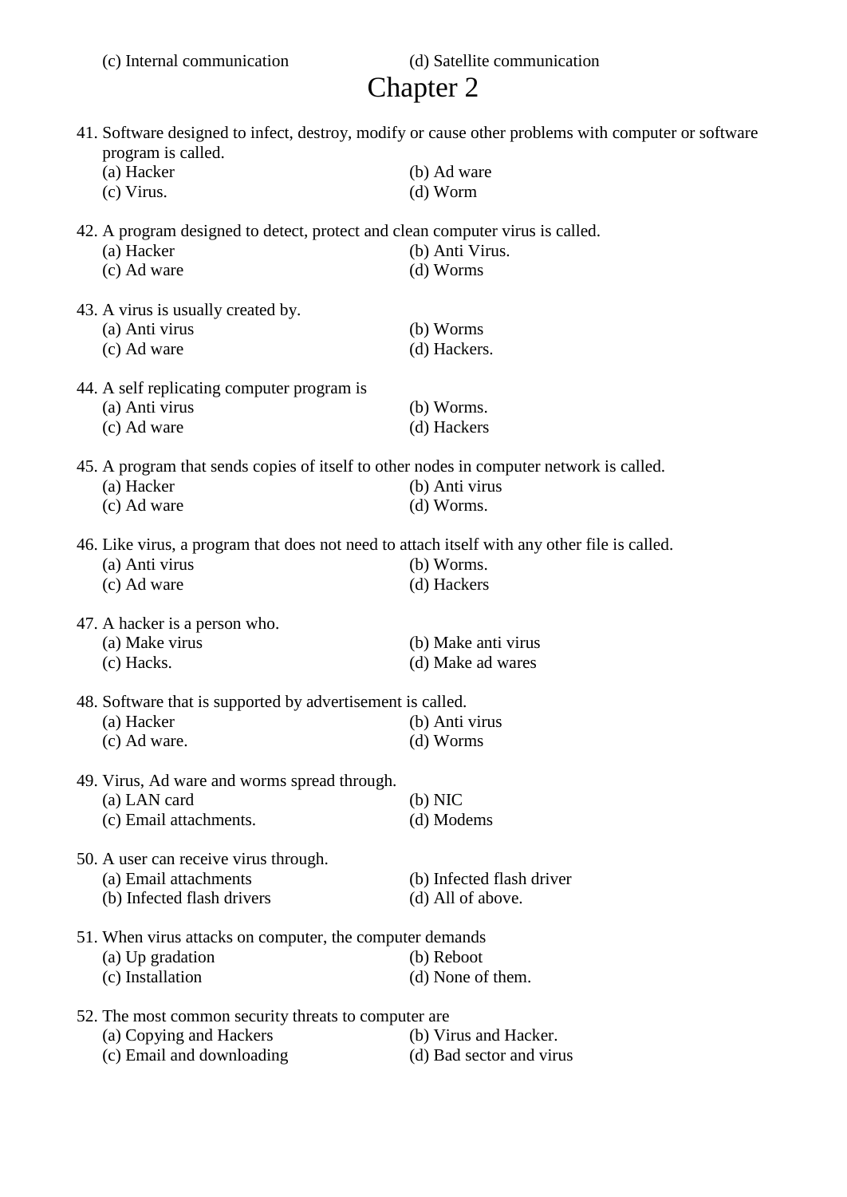(c) Internal communication (d) Satellite communication

# Chapter 2

41. Software designed to infect, destroy, modify or cause other problems with computer or software program is called.
    (a) Hacker (b) Ad ware
    (c) Virus. (d) Worm

42. A program designed to detect, protect and clean computer virus is called.
    (a) Hacker (b) Anti Virus.
    (c) Ad ware (d) Worms

43. A virus is usually created by.
    (a) Anti virus (b) Worms
    (c) Ad ware (d) Hackers.

44. A self replicating computer program is
    (a) Anti virus (b) Worms.
    (c) Ad ware (d) Hackers

45. A program that sends copies of itself to other nodes in computer network is called.
    (a) Hacker (b) Anti virus
    (c) Ad ware (d) Worms.

46. Like virus, a program that does not need to attach itself with any other file is called.
    (a) Anti virus (b) Worms.
    (c) Ad ware (d) Hackers

47. A hacker is a person who.
    (a) Make virus (b) Make anti virus
    (c) Hacks. (d) Make ad wares

48. Software that is supported by advertisement is called.
    (a) Hacker (b) Anti virus
    (c) Ad ware. (d) Worms

49. Virus, Ad ware and worms spread through.
    (a) LAN card (b) NIC
    (c) Email attachments. (d) Modems

50. A user can receive virus through.
    (a) Email attachments (b) Infected flash driver
    (b) Infected flash drivers (d) All of above.

51. When virus attacks on computer, the computer demands
    (a) Up gradation (b) Reboot
    (c) Installation (d) None of them.

52. The most common security threats to computer are
    (a) Copying and Hackers (b) Virus and Hacker.
    (c) Email and downloading (d) Bad sector and virus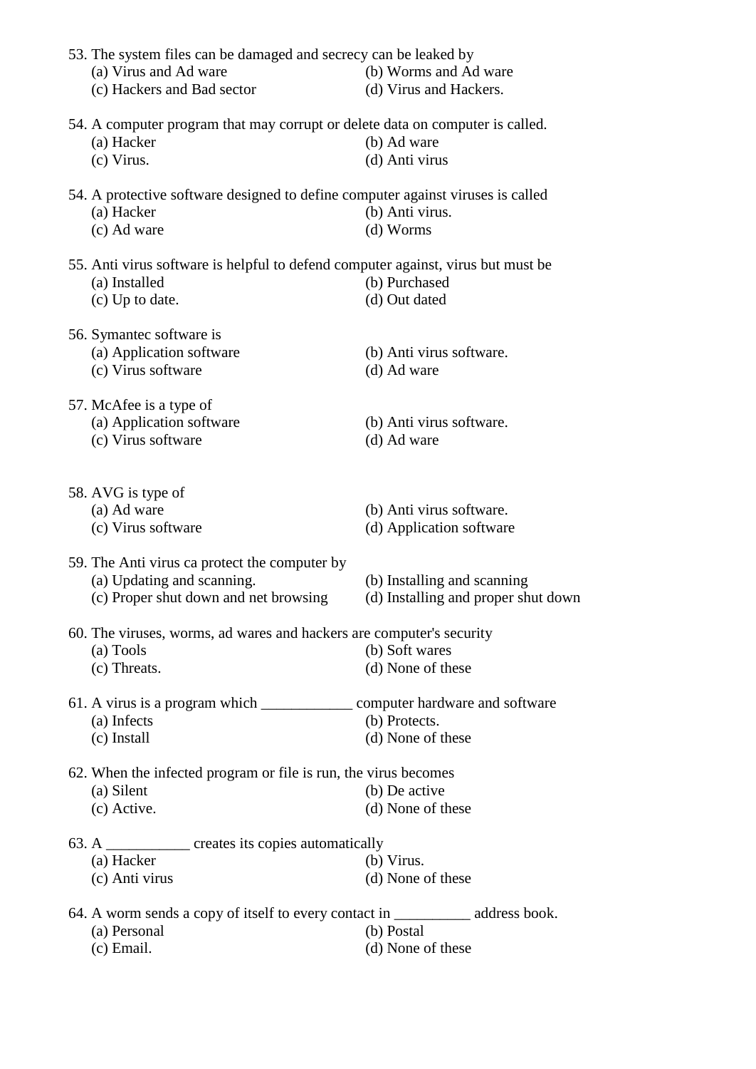53. The system files can be damaged and secrecy can be leaked by
   (a) Virus and Ad ware
   (b) Worms and Ad ware
   (c) Hackers and Bad sector
   (d) Virus and Hackers.

54. A computer program that may corrupt or delete data on computer is called.
   (a) Hacker
   (b) Ad ware
   (c) Virus.
   (d) Anti virus

54. A protective software designed to define computer against viruses is called
   (a) Hacker
   (b) Anti virus.
   (c) Ad ware
   (d) Worms

55. Anti virus software is helpful to defend computer against, virus but must be
   (a) Installed
   (b) Purchased
   (c) Up to date.
   (d) Out dated

56. Symantec software is
   (a) Application software
   (b) Anti virus software.
   (c) Virus software
   (d) Ad ware

57. McAfee is a type of
   (a) Application software
   (b) Anti virus software.
   (c) Virus software
   (d) Ad ware

58. AVG is type of
   (a) Ad ware
   (b) Anti virus software.
   (c) Virus software
   (d) Application software

59. The Anti virus ca protect the computer by
   (a) Updating and scanning.
   (b) Installing and scanning
   (c) Proper shut down and net browsing
   (d) Installing and proper shut down

60. The viruses, worms, ad wares and hackers are computer's security
   (a) Tools
   (b) Soft wares
   (c) Threats.
   (d) None of these

61. A virus is a program which ____________ computer hardware and software
   (a) Infects
   (b) Protects.
   (c) Install
   (d) None of these

62. When the infected program or file is run, the virus becomes
   (a) Silent
   (b) De active
   (c) Active.
   (d) None of these

63. A ___________ creates its copies automatically
   (a) Hacker
   (b) Virus.
   (c) Anti virus
   (d) None of these

64. A worm sends a copy of itself to every contact in __________ address book.
   (a) Personal
   (b) Postal
   (c) Email.
   (d) None of these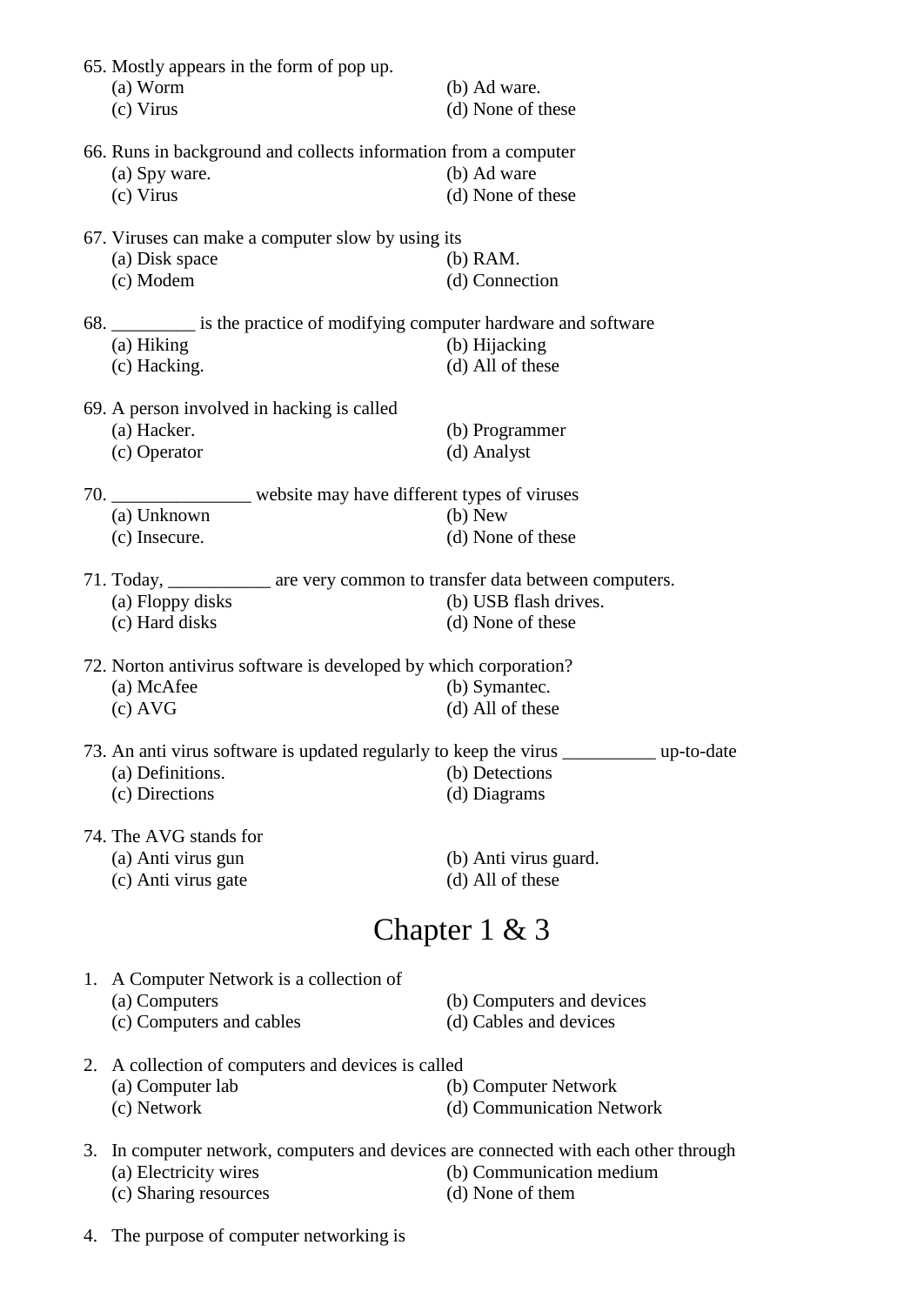65. Mostly appears in the form of pop up.
    (a) Worm
    (b) Ad ware.
    (c) Virus
    (d) None of these

66. Runs in background and collects information from a computer
    (a) Spy ware.
    (b) Ad ware
    (c) Virus
    (d) None of these

67. Viruses can make a computer slow by using its
    (a) Disk space
    (b) RAM.
    (c) Modem
    (d) Connection

68. _________ is the practice of modifying computer hardware and software
    (a) Hiking
    (b) Hijacking
    (c) Hacking.
    (d) All of these

69. A person involved in hacking is called
    (a) Hacker.
    (b) Programmer
    (c) Operator
    (d) Analyst

70. _______________ website may have different types of viruses
    (a) Unknown
    (b) New
    (c) Insecure.
    (d) None of these

71. Today, ___________ are very common to transfer data between computers.
    (a) Floppy disks
    (b) USB flash drives.
    (c) Hard disks
    (d) None of these

72. Norton antivirus software is developed by which corporation?
    (a) McAfee
    (b) Symantec.
    (c) AVG
    (d) All of these

73. An anti virus software is updated regularly to keep the virus __________ up-to-date
    (a) Definitions.
    (b) Detections
    (c) Directions
    (d) Diagrams

74. The AVG stands for
    (a) Anti virus gun
    (b) Anti virus guard.
    (c) Anti virus gate
    (d) All of these

# Chapter 1 & 3

1. A Computer Network is a collection of
    (a) Computers
    (b) Computers and devices
    (c) Computers and cables
    (d) Cables and devices

2. A collection of computers and devices is called
    (a) Computer lab
    (b) Computer Network
    (c) Network
    (d) Communication Network

3. In computer network, computers and devices are connected with each other through
    (a) Electricity wires
    (b) Communication medium
    (c) Sharing resources
    (d) None of them

4. The purpose of computer networking is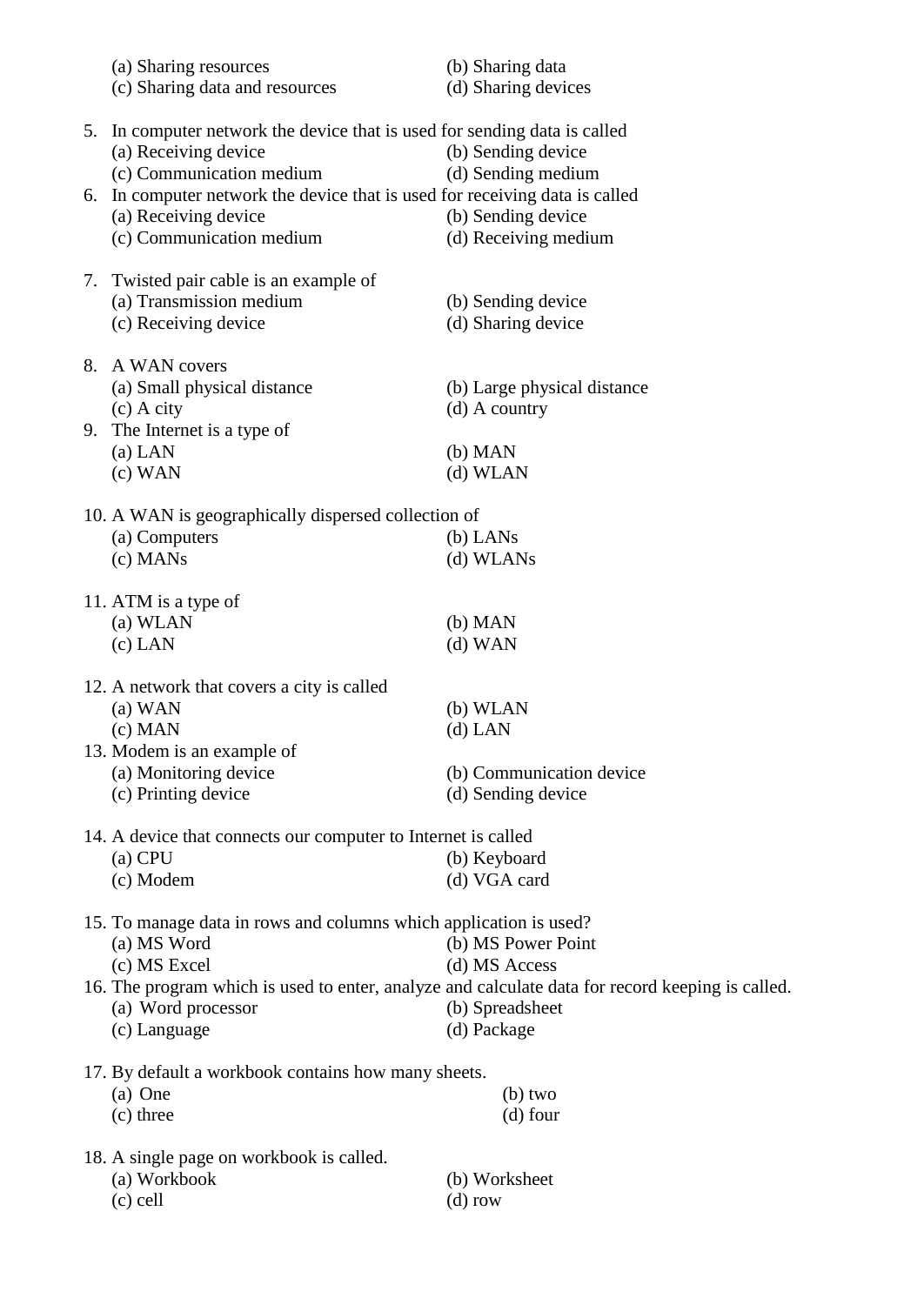(a) Sharing resources (b) Sharing data
(c) Sharing data and resources (d) Sharing devices

5. In computer network the device that is used for sending data is called
   (a) Receiving device (b) Sending device
   (c) Communication medium (d) Sending medium
6. In computer network the device that is used for receiving data is called
   (a) Receiving device (b) Sending device
   (c) Communication medium (d) Receiving medium

7. Twisted pair cable is an example of
   (a) Transmission medium (b) Sending device
   (c) Receiving device (d) Sharing device

8. A WAN covers
   (a) Small physical distance (b) Large physical distance
   (c) A city (d) A country
9. The Internet is a type of
   (a) LAN (b) MAN
   (c) WAN (d) WLAN

10. A WAN is geographically dispersed collection of
    (a) Computers (b) LANs
    (c) MANs (d) WLANs

11. ATM is a type of
    (a) WLAN (b) MAN
    (c) LAN (d) WAN

12. A network that covers a city is called
    (a) WAN (b) WLAN
    (c) MAN (d) LAN
13. Modem is an example of
    (a) Monitoring device (b) Communication device
    (c) Printing device (d) Sending device

14. A device that connects our computer to Internet is called
    (a) CPU (b) Keyboard
    (c) Modem (d) VGA card

15. To manage data in rows and columns which application is used?
    (a) MS Word (b) MS Power Point
    (c) MS Excel (d) MS Access
16. The program which is used to enter, analyze and calculate data for record keeping is called.
    (a) Word processor (b) Spreadsheet
    (c) Language (d) Package

17. By default a workbook contains how many sheets.
    (a) One (b) two
    (c) three (d) four

18. A single page on workbook is called.
    (a) Workbook (b) Worksheet
    (c) cell (d) row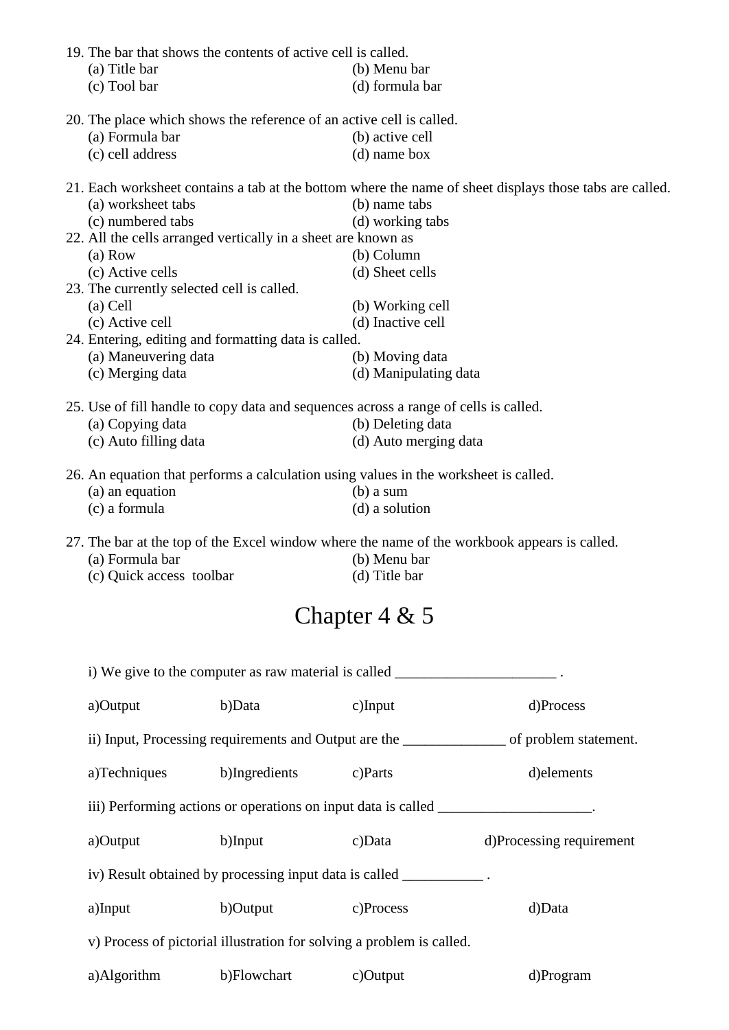19. The bar that shows the contents of active cell is called.
    (a) Title bar (b) Menu bar
    (c) Tool bar (d) formula bar

20. The place which shows the reference of an active cell is called.
    (a) Formula bar (b) active cell
    (c) cell address (d) name box

21. Each worksheet contains a tab at the bottom where the name of sheet displays those tabs are called.
    (a) worksheet tabs (b) name tabs
    (c) numbered tabs (d) working tabs

22. All the cells arranged vertically in a sheet are known as
    (a) Row (b) Column
    (c) Active cells (d) Sheet cells

23. The currently selected cell is called.
    (a) Cell (b) Working cell
    (c) Active cell (d) Inactive cell

24. Entering, editing and formatting data is called.
    (a) Maneuvering data (b) Moving data
    (c) Merging data (d) Manipulating data

25. Use of fill handle to copy data and sequences across a range of cells is called.
    (a) Copying data (b) Deleting data
    (c) Auto filling data (d) Auto merging data

26. An equation that performs a calculation using values in the worksheet is called.
    (a) an equation (b) a sum
    (c) a formula (d) a solution

27. The bar at the top of the Excel window where the name of the workbook appears is called.
    (a) Formula bar (b) Menu bar
    (c) Quick access toolbar (d) Title bar

# Chapter 4 & 5

i) We give to the computer as raw material is called ______________________ .

a)Output b)Data c)Input d)Process

ii) Input, Processing requirements and Output are the ______________ of problem statement.

a)Techniques b)Ingredients c)Parts d)elements

iii) Performing actions or operations on input data is called _____________________.

a)Output b)Input c)Data d)Processing requirement

iv) Result obtained by processing input data is called ___________ .

a)Input b)Output c)Process d)Data

v) Process of pictorial illustration for solving a problem is called.

a)Algorithm b)Flowchart c)Output d)Program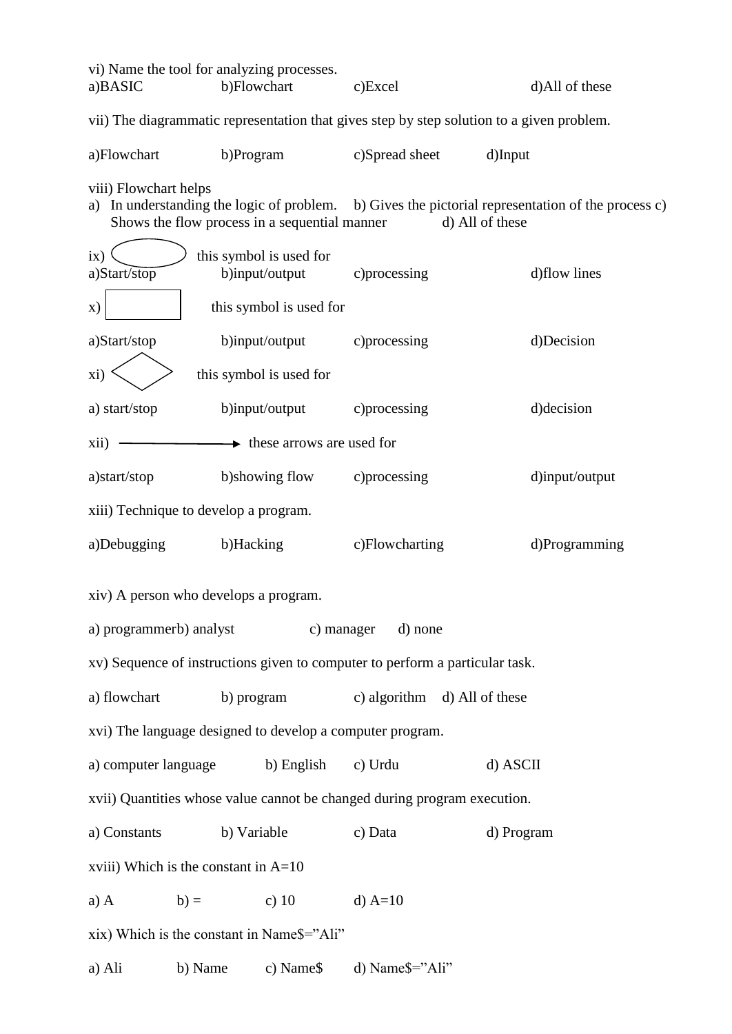vi) Name the tool for analyzing processes.

a)BASIC b)Flowchart c)Excel d)All of these

vii) The diagrammatic representation that gives step by step solution to a given problem.

a)Flowchart b)Program c)Spread sheet d)Input

viii) Flowchart helps

a) In understanding the logic of problem. b) Gives the pictorial representation of the process c) Shows the flow process in a sequential manner d) All of these

ix) (oval) this symbol is used for

a)Start/stop b)input/output c)processing d)flow lines

x) (rectangle) this symbol is used for

a)Start/stop b)input/output c)processing d)Decision

xi) (diamond) this symbol is used for

a) start/stop b)input/output c)processing d)decision

xii) ——→ these arrows are used for

a)start/stop b)showing flow c)processing d)input/output

xiii) Technique to develop a program.

a)Debugging b)Hacking c)Flowcharting d)Programming

xiv) A person who develops a program.

a) programmerb) analyst c) manager d) none

xv) Sequence of instructions given to computer to perform a particular task.

a) flowchart b) program c) algorithm d) All of these

xvi) The language designed to develop a computer program.

a) computer language b) English c) Urdu d) ASCII

xvii) Quantities whose value cannot be changed during program execution.

a) Constants b) Variable c) Data d) Program

xviii) Which is the constant in A=10

a) A b) = c) 10 d) A=10

xix) Which is the constant in Name$="Ali"

a) Ali b) Name c) Name$ d) Name$="Ali"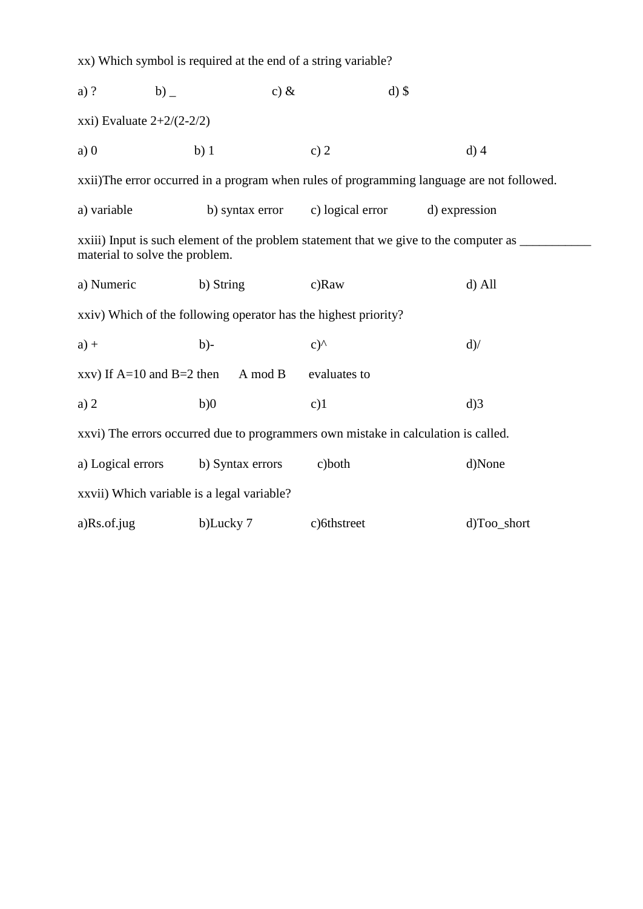xx) Which symbol is required at the end of a string variable?

a) ? b) _ c) & d) $

xxi) Evaluate 2+2/(2-2/2)

a) 0 b) 1 c) 2 d) 4

xxii)The error occurred in a program when rules of programming language are not followed.

a) variable b) syntax error c) logical error d) expression

xxiii) Input is such element of the problem statement that we give to the computer as ___________ material to solve the problem.

a) Numeric b) String c)Raw d) All

xxiv) Which of the following operator has the highest priority?

a) + b)- c)^ d)/

xxv) If A=10 and B=2 then A mod B evaluates to

a) 2 b)0 c)1 d)3

xxvi) The errors occurred due to programmers own mistake in calculation is called.

a) Logical errors b) Syntax errors c)both d)None

xxvii) Which variable is a legal variable?

a)Rs.of.jug b)Lucky 7 c)6thstreet d)Too_short